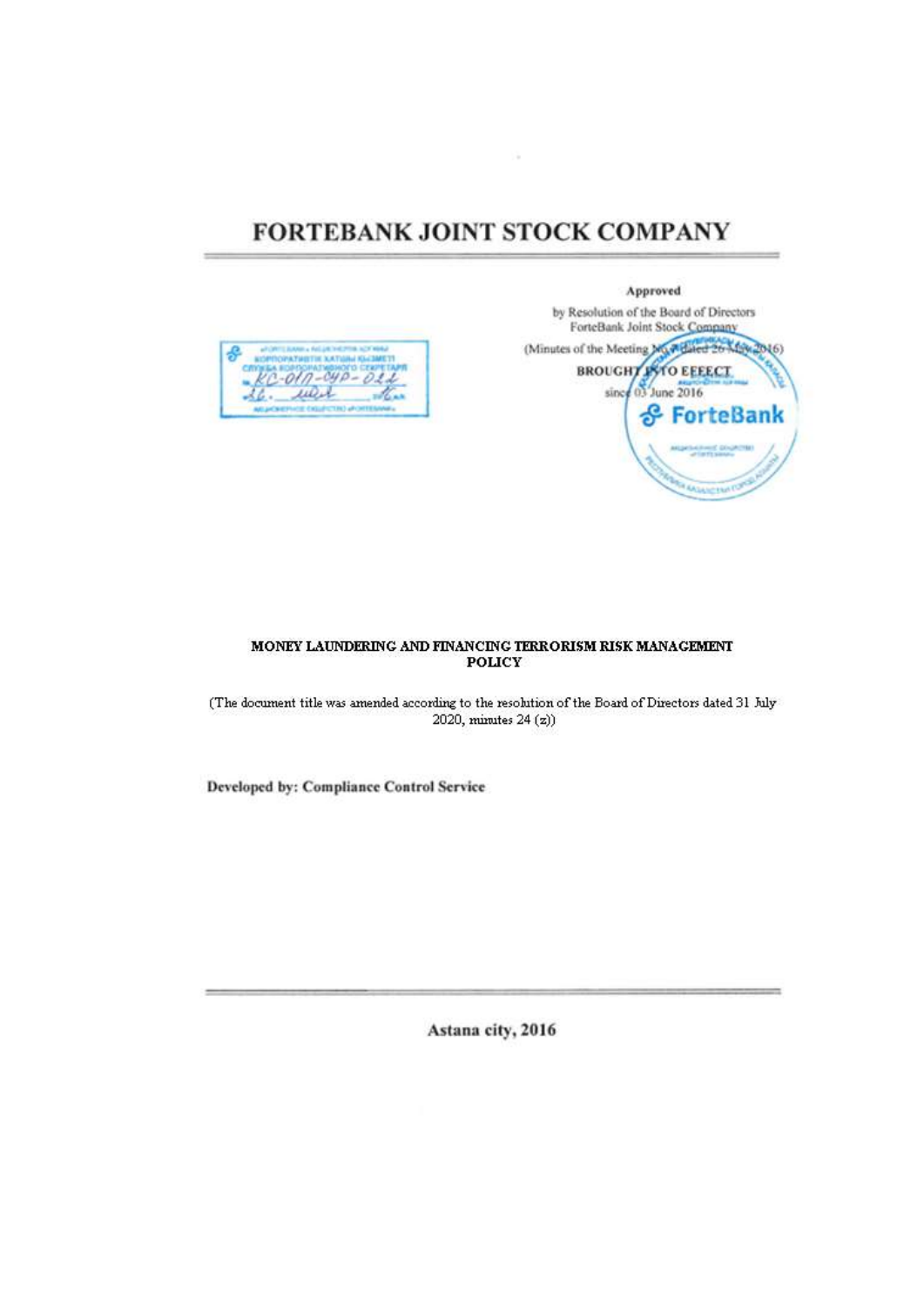# FORTEBANK JOINT STOCK COMPANY

**Approved**

by Resolution of the Board of Directors
ForteBank Joint Stock Company
(Minutes of the Meeting No. 4 dated 26 May 2016)

**BROUGHT INTO EFFECT**
since 03 June 2016

**MONEY LAUNDERING AND FINANCING TERRORISM RISK MANAGEMENT POLICY**

(The document title was amended according to the resolution of the Board of Directors dated 31 July 2020, minutes 24 (z))

**Developed by: Compliance Control Service**

**Astana city, 2016**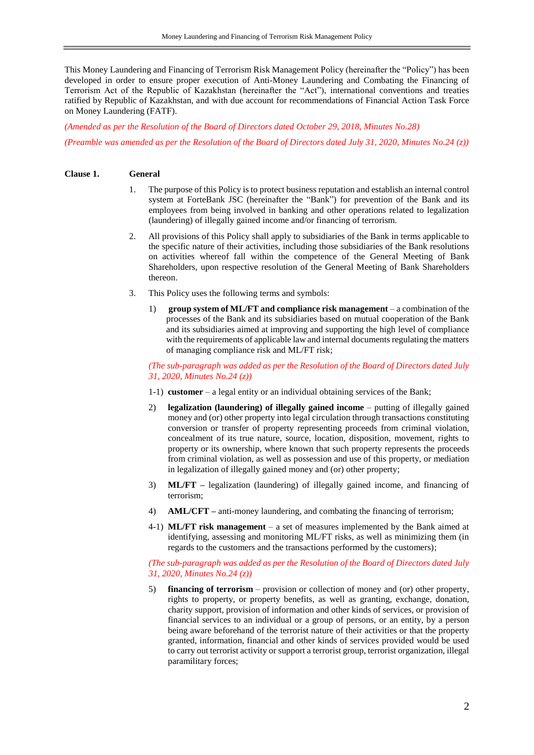This Money Laundering and Financing of Terrorism Risk Management Policy (hereinafter the "Policy") has been developed in order to ensure proper execution of Anti-Money Laundering and Combating the Financing of Terrorism Act of the Republic of Kazakhstan (hereinafter the "Act"), international conventions and treaties ratified by Republic of Kazakhstan, and with due account for recommendations of Financial Action Task Force on Money Laundering (FATF).

*(Amended as per the Resolution of the Board of Directors dated October 29, 2018, Minutes No.28)*

*(Preamble was amended as per the Resolution of the Board of Directors dated July 31, 2020, Minutes No.24 (z))*

## Clause 1. General

1. The purpose of this Policy is to protect business reputation and establish an internal control system at ForteBank JSC (hereinafter the "Bank") for prevention of the Bank and its employees from being involved in banking and other operations related to legalization (laundering) of illegally gained income and/or financing of terrorism.

2. All provisions of this Policy shall apply to subsidiaries of the Bank in terms applicable to the specific nature of their activities, including those subsidiaries of the Bank resolutions on activities whereof fall within the competence of the General Meeting of Bank Shareholders, upon respective resolution of the General Meeting of Bank Shareholders thereon.

3. This Policy uses the following terms and symbols:

   1) **group system of ML/FT and compliance risk management** – a combination of the processes of the Bank and its subsidiaries based on mutual cooperation of the Bank and its subsidiaries aimed at improving and supporting the high level of compliance with the requirements of applicable law and internal documents regulating the matters of managing compliance risk and ML/FT risk;

   *(The sub-paragraph was added as per the Resolution of the Board of Directors dated July 31, 2020, Minutes No.24 (z))*

   1-1) **customer** – a legal entity or an individual obtaining services of the Bank;

   2) **legalization (laundering) of illegally gained income** – putting of illegally gained money and (or) other property into legal circulation through transactions constituting conversion or transfer of property representing proceeds from criminal violation, concealment of its true nature, source, location, disposition, movement, rights to property or its ownership, where known that such property represents the proceeds from criminal violation, as well as possession and use of this property, or mediation in legalization of illegally gained money and (or) other property;

   3) **ML/FT –** legalization (laundering) of illegally gained income, and financing of terrorism;

   4) **AML/CFT –** anti-money laundering, and combating the financing of terrorism;

   4-1) **ML/FT risk management** – a set of measures implemented by the Bank aimed at identifying, assessing and monitoring ML/FT risks, as well as minimizing them (in regards to the customers and the transactions performed by the customers);

   *(The sub-paragraph was added as per the Resolution of the Board of Directors dated July 31, 2020, Minutes No.24 (z))*

   5) **financing of terrorism** – provision or collection of money and (or) other property, rights to property, or property benefits, as well as granting, exchange, donation, charity support, provision of information and other kinds of services, or provision of financial services to an individual or a group of persons, or an entity, by a person being aware beforehand of the terrorist nature of their activities or that the property granted, information, financial and other kinds of services provided would be used to carry out terrorist activity or support a terrorist group, terrorist organization, illegal paramilitary forces;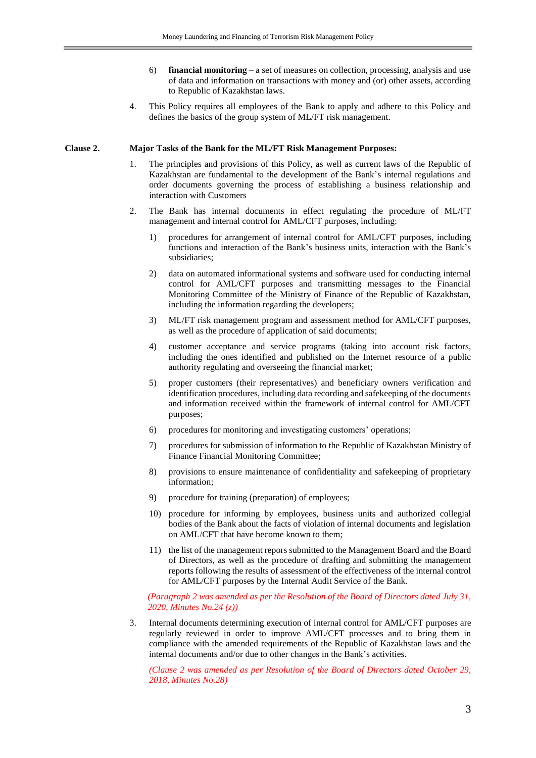6) **financial monitoring** – a set of measures on collection, processing, analysis and use of data and information on transactions with money and (or) other assets, according to Republic of Kazakhstan laws.

4. This Policy requires all employees of the Bank to apply and adhere to this Policy and defines the basics of the group system of ML/FT risk management.

**Clause 2. Major Tasks of the Bank for the ML/FT Risk Management Purposes:**

1. The principles and provisions of this Policy, as well as current laws of the Republic of Kazakhstan are fundamental to the development of the Bank's internal regulations and order documents governing the process of establishing a business relationship and interaction with Customers

2. The Bank has internal documents in effect regulating the procedure of ML/FT management and internal control for AML/CFT purposes, including:

   1) procedures for arrangement of internal control for AML/CFT purposes, including functions and interaction of the Bank's business units, interaction with the Bank's subsidiaries;

   2) data on automated informational systems and software used for conducting internal control for AML/CFT purposes and transmitting messages to the Financial Monitoring Committee of the Ministry of Finance of the Republic of Kazakhstan, including the information regarding the developers;

   3) ML/FT risk management program and assessment method for AML/CFT purposes, as well as the procedure of application of said documents;

   4) customer acceptance and service programs (taking into account risk factors, including the ones identified and published on the Internet resource of a public authority regulating and overseeing the financial market;

   5) proper customers (their representatives) and beneficiary owners verification and identification procedures, including data recording and safekeeping of the documents and information received within the framework of internal control for AML/CFT purposes;

   6) procedures for monitoring and investigating customers' operations;

   7) procedures for submission of information to the Republic of Kazakhstan Ministry of Finance Financial Monitoring Committee;

   8) provisions to ensure maintenance of confidentiality and safekeeping of proprietary information;

   9) procedure for training (preparation) of employees;

   10) procedure for informing by employees, business units and authorized collegial bodies of the Bank about the facts of violation of internal documents and legislation on AML/CFT that have become known to them;

   11) the list of the management repors submitted to the Management Board and the Board of Directors, as well as the procedure of drafting and submitting the management reports following the results of assessment of the effectiveness of the internal control for AML/CFT purposes by the Internal Audit Service of the Bank.

   *(Paragraph 2 was amended as per the Resolution of the Board of Directors dated July 31, 2020, Minutes No.24 (z))*

3. Internal documents determining execution of internal control for AML/CFT purposes are regularly reviewed in order to improve AML/CFT processes and to bring them in compliance with the amended requirements of the Republic of Kazakhstan laws and the internal documents and/or due to other changes in the Bank's activities.

   *(Clause 2 was amended as per Resolution of the Board of Directors dated October 29, 2018, Minutes No.28)*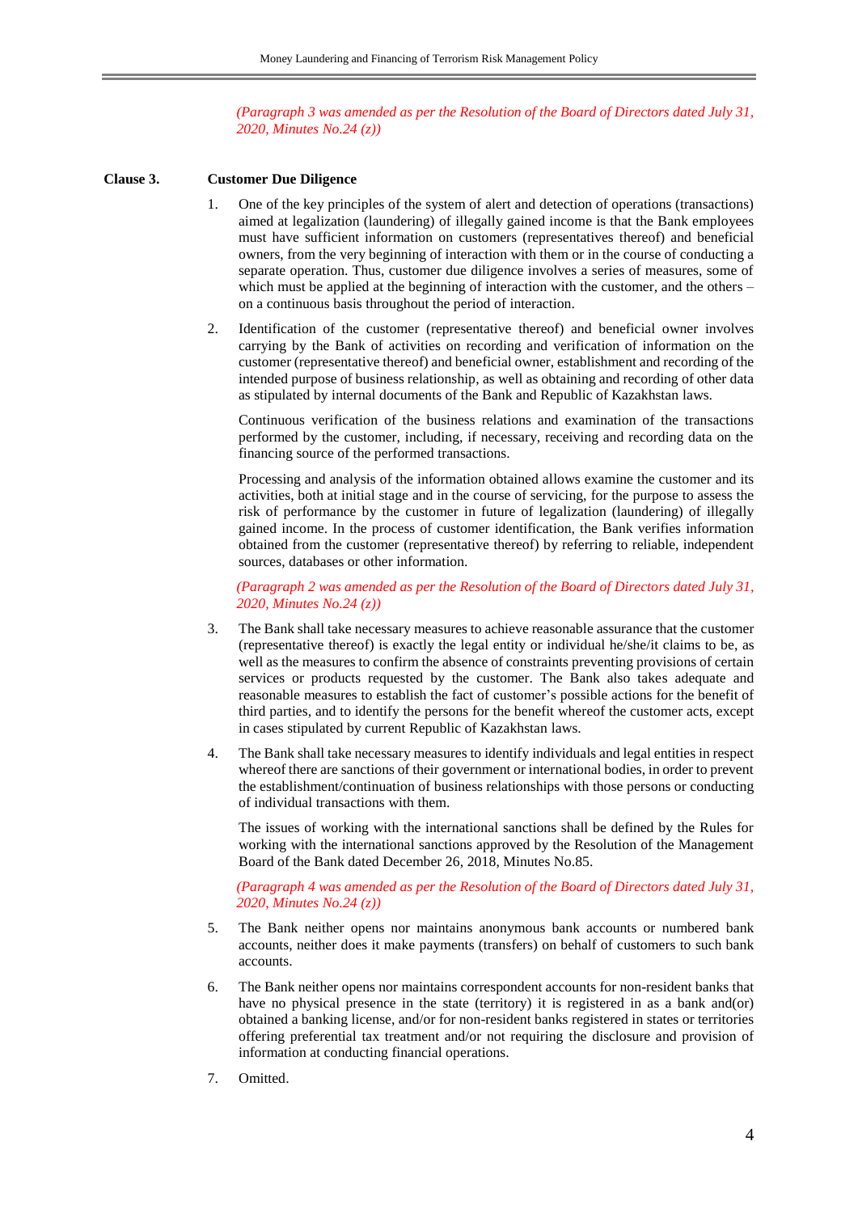*(Paragraph 3 was amended as per the Resolution of the Board of Directors dated July 31, 2020, Minutes No.24 (z))*

**Clause 3. Customer Due Diligence**

1. One of the key principles of the system of alert and detection of operations (transactions) aimed at legalization (laundering) of illegally gained income is that the Bank employees must have sufficient information on customers (representatives thereof) and beneficial owners, from the very beginning of interaction with them or in the course of conducting a separate operation. Thus, customer due diligence involves a series of measures, some of which must be applied at the beginning of interaction with the customer, and the others – on a continuous basis throughout the period of interaction.

2. Identification of the customer (representative thereof) and beneficial owner involves carrying by the Bank of activities on recording and verification of information on the customer (representative thereof) and beneficial owner, establishment and recording of the intended purpose of business relationship, as well as obtaining and recording of other data as stipulated by internal documents of the Bank and Republic of Kazakhstan laws.

   Continuous verification of the business relations and examination of the transactions performed by the customer, including, if necessary, receiving and recording data on the financing source of the performed transactions.

   Processing and analysis of the information obtained allows examine the customer and its activities, both at initial stage and in the course of servicing, for the purpose to assess the risk of performance by the customer in future of legalization (laundering) of illegally gained income. In the process of customer identification, the Bank verifies information obtained from the customer (representative thereof) by referring to reliable, independent sources, databases or other information.

   *(Paragraph 2 was amended as per the Resolution of the Board of Directors dated July 31, 2020, Minutes No.24 (z))*

3. The Bank shall take necessary measures to achieve reasonable assurance that the customer (representative thereof) is exactly the legal entity or individual he/she/it claims to be, as well as the measures to confirm the absence of constraints preventing provisions of certain services or products requested by the customer. The Bank also takes adequate and reasonable measures to establish the fact of customer's possible actions for the benefit of third parties, and to identify the persons for the benefit whereof the customer acts, except in cases stipulated by current Republic of Kazakhstan laws.

4. The Bank shall take necessary measures to identify individuals and legal entities in respect whereof there are sanctions of their government or international bodies, in order to prevent the establishment/continuation of business relationships with those persons or conducting of individual transactions with them.

   The issues of working with the international sanctions shall be defined by the Rules for working with the international sanctions approved by the Resolution of the Management Board of the Bank dated December 26, 2018, Minutes No.85.

   *(Paragraph 4 was amended as per the Resolution of the Board of Directors dated July 31, 2020, Minutes No.24 (z))*

5. The Bank neither opens nor maintains anonymous bank accounts or numbered bank accounts, neither does it make payments (transfers) on behalf of customers to such bank accounts.

6. The Bank neither opens nor maintains correspondent accounts for non-resident banks that have no physical presence in the state (territory) it is registered in as a bank and(or) obtained a banking license, and/or for non-resident banks registered in states or territories offering preferential tax treatment and/or not requiring the disclosure and provision of information at conducting financial operations.

7. Omitted.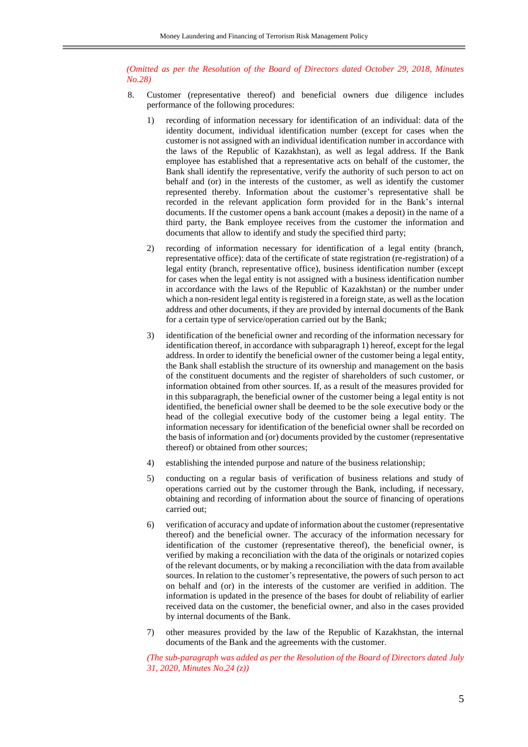*(Omitted as per the Resolution of the Board of Directors dated October 29, 2018, Minutes No.28)*

8. Customer (representative thereof) and beneficial owners due diligence includes performance of the following procedures:

   1) recording of information necessary for identification of an individual: data of the identity document, individual identification number (except for cases when the customer is not assigned with an individual identification number in accordance with the laws of the Republic of Kazakhstan), as well as legal address. If the Bank employee has established that a representative acts on behalf of the customer, the Bank shall identify the representative, verify the authority of such person to act on behalf and (or) in the interests of the customer, as well as identify the customer represented thereby. Information about the customer's representative shall be recorded in the relevant application form provided for in the Bank's internal documents. If the customer opens a bank account (makes a deposit) in the name of a third party, the Bank employee receives from the customer the information and documents that allow to identify and study the specified third party;

   2) recording of information necessary for identification of a legal entity (branch, representative office): data of the certificate of state registration (re-registration) of a legal entity (branch, representative office), business identification number (except for cases when the legal entity is not assigned with a business identification number in accordance with the laws of the Republic of Kazakhstan) or the number under which a non-resident legal entity is registered in a foreign state, as well as the location address and other documents, if they are provided by internal documents of the Bank for a certain type of service/operation carried out by the Bank;

   3) identification of the beneficial owner and recording of the information necessary for identification thereof, in accordance with subparagraph 1) hereof, except for the legal address. In order to identify the beneficial owner of the customer being a legal entity, the Bank shall establish the structure of its ownership and management on the basis of the constituent documents and the register of shareholders of such customer, or information obtained from other sources. If, as a result of the measures provided for in this subparagraph, the beneficial owner of the customer being a legal entity is not identified, the beneficial owner shall be deemed to be the sole executive body or the head of the collegial executive body of the customer being a legal entity. The information necessary for identification of the beneficial owner shall be recorded on the basis of information and (or) documents provided by the customer (representative thereof) or obtained from other sources;

   4) establishing the intended purpose and nature of the business relationship;

   5) conducting on a regular basis of verification of business relations and study of operations carried out by the customer through the Bank, including, if necessary, obtaining and recording of information about the source of financing of operations carried out;

   6) verification of accuracy and update of information about the customer (representative thereof) and the beneficial owner. The accuracy of the information necessary for identification of the customer (representative thereof), the beneficial owner, is verified by making a reconciliation with the data of the originals or notarized copies of the relevant documents, or by making a reconciliation with the data from available sources. In relation to the customer's representative, the powers of such person to act on behalf and (or) in the interests of the customer are verified in addition. The information is updated in the presence of the bases for doubt of reliability of earlier received data on the customer, the beneficial owner, and also in the cases provided by internal documents of the Bank.

   7) other measures provided by the law of the Republic of Kazakhstan, the internal documents of the Bank and the agreements with the customer.

   *(The sub-paragraph was added as per the Resolution of the Board of Directors dated July 31, 2020, Minutes No.24 (z))*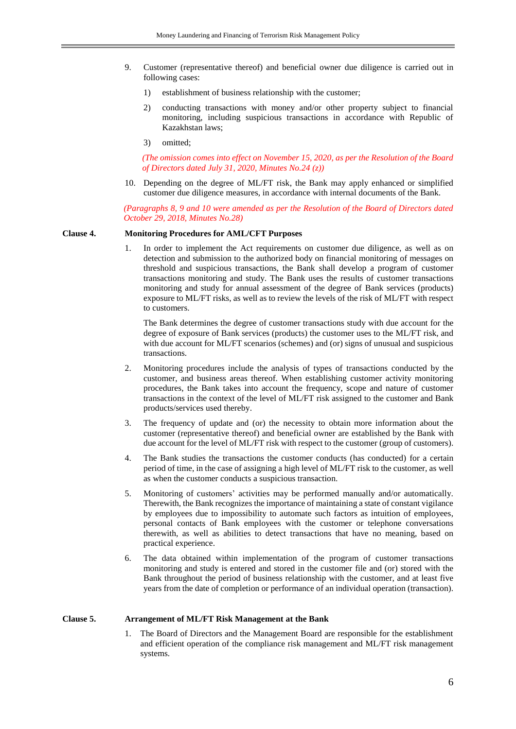9. Customer (representative thereof) and beneficial owner due diligence is carried out in following cases:

    1) establishment of business relationship with the customer;

    2) conducting transactions with money and/or other property subject to financial monitoring, including suspicious transactions in accordance with Republic of Kazakhstan laws;

    3) omitted;

    *(The omission comes into effect on November 15, 2020, as per the Resolution of the Board of Directors dated July 31, 2020, Minutes No.24 (z))*

10. Depending on the degree of ML/FT risk, the Bank may apply enhanced or simplified customer due diligence measures, in accordance with internal documents of the Bank.

*(Paragraphs 8, 9 and 10 were amended as per the Resolution of the Board of Directors dated October 29, 2018, Minutes No.28)*

## Clause 4. Monitoring Procedures for AML/CFT Purposes

1. In order to implement the Act requirements on customer due diligence, as well as on detection and submission to the authorized body on financial monitoring of messages on threshold and suspicious transactions, the Bank shall develop a program of customer transactions monitoring and study. The Bank uses the results of customer transactions monitoring and study for annual assessment of the degree of Bank services (products) exposure to ML/FT risks, as well as to review the levels of the risk of ML/FT with respect to customers.

    The Bank determines the degree of customer transactions study with due account for the degree of exposure of Bank services (products) the customer uses to the ML/FT risk, and with due account for ML/FT scenarios (schemes) and (or) signs of unusual and suspicious transactions.

2. Monitoring procedures include the analysis of types of transactions conducted by the customer, and business areas thereof. When establishing customer activity monitoring procedures, the Bank takes into account the frequency, scope and nature of customer transactions in the context of the level of ML/FT risk assigned to the customer and Bank products/services used thereby.

3. The frequency of update and (or) the necessity to obtain more information about the customer (representative thereof) and beneficial owner are established by the Bank with due account for the level of ML/FT risk with respect to the customer (group of customers).

4. The Bank studies the transactions the customer conducts (has conducted) for a certain period of time, in the case of assigning a high level of ML/FT risk to the customer, as well as when the customer conducts a suspicious transaction.

5. Monitoring of customers' activities may be performed manually and/or automatically. Therewith, the Bank recognizes the importance of maintaining a state of constant vigilance by employees due to impossibility to automate such factors as intuition of employees, personal contacts of Bank employees with the customer or telephone conversations therewith, as well as abilities to detect transactions that have no meaning, based on practical experience.

6. The data obtained within implementation of the program of customer transactions monitoring and study is entered and stored in the customer file and (or) stored with the Bank throughout the period of business relationship with the customer, and at least five years from the date of completion or performance of an individual operation (transaction).

## Clause 5. Arrangement of ML/FT Risk Management at the Bank

1. The Board of Directors and the Management Board are responsible for the establishment and efficient operation of the compliance risk management and ML/FT risk management systems.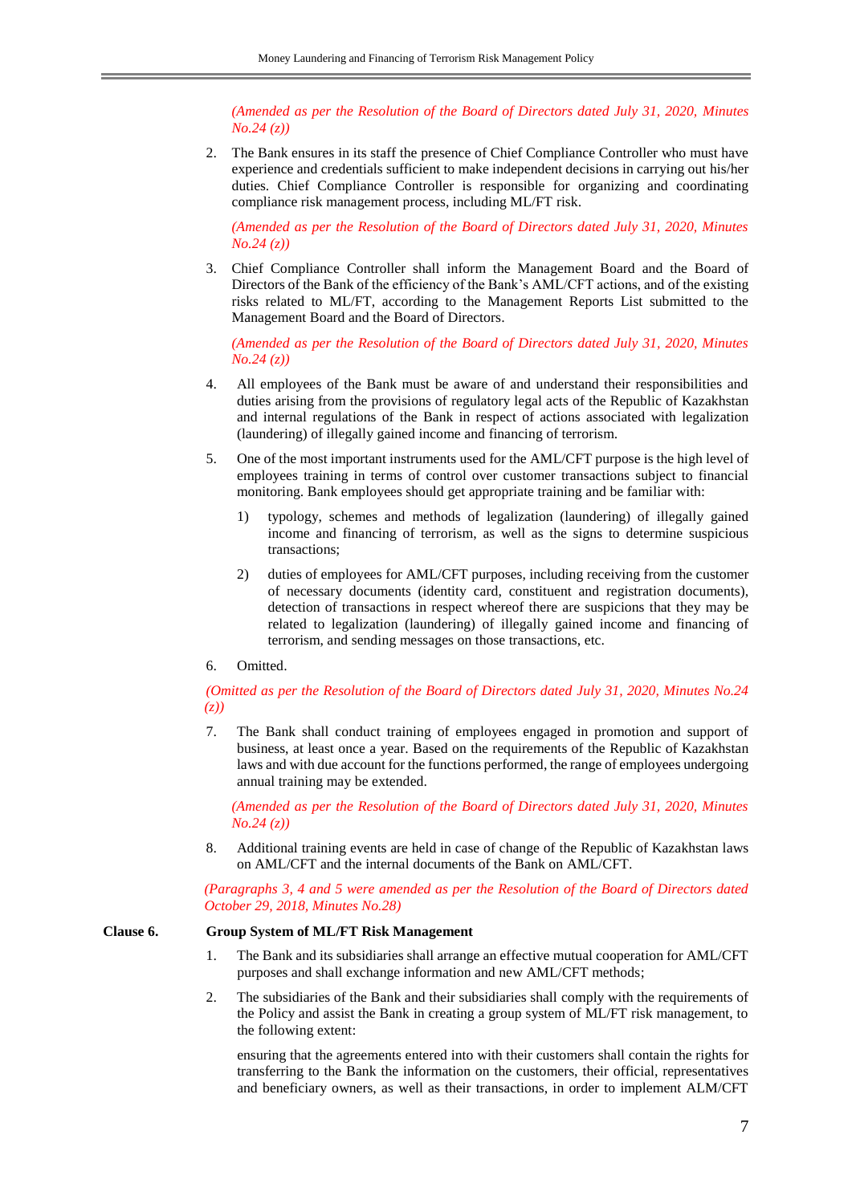*(Amended as per the Resolution of the Board of Directors dated July 31, 2020, Minutes No.24 (z))*

2. The Bank ensures in its staff the presence of Chief Compliance Controller who must have experience and credentials sufficient to make independent decisions in carrying out his/her duties. Chief Compliance Controller is responsible for organizing and coordinating compliance risk management process, including ML/FT risk.

   *(Amended as per the Resolution of the Board of Directors dated July 31, 2020, Minutes No.24 (z))*

3. Chief Compliance Controller shall inform the Management Board and the Board of Directors of the Bank of the efficiency of the Bank's AML/CFT actions, and of the existing risks related to ML/FT, according to the Management Reports List submitted to the Management Board and the Board of Directors.

   *(Amended as per the Resolution of the Board of Directors dated July 31, 2020, Minutes No.24 (z))*

4. All employees of the Bank must be aware of and understand their responsibilities and duties arising from the provisions of regulatory legal acts of the Republic of Kazakhstan and internal regulations of the Bank in respect of actions associated with legalization (laundering) of illegally gained income and financing of terrorism.

5. One of the most important instruments used for the AML/CFT purpose is the high level of employees training in terms of control over customer transactions subject to financial monitoring. Bank employees should get appropriate training and be familiar with:

   1) typology, schemes and methods of legalization (laundering) of illegally gained income and financing of terrorism, as well as the signs to determine suspicious transactions;

   2) duties of employees for AML/CFT purposes, including receiving from the customer of necessary documents (identity card, constituent and registration documents), detection of transactions in respect whereof there are suspicions that they may be related to legalization (laundering) of illegally gained income and financing of terrorism, and sending messages on those transactions, etc.

6. Omitted.

*(Omitted as per the Resolution of the Board of Directors dated July 31, 2020, Minutes No.24 (z))*

7. The Bank shall conduct training of employees engaged in promotion and support of business, at least once a year. Based on the requirements of the Republic of Kazakhstan laws and with due account for the functions performed, the range of employees undergoing annual training may be extended.

   *(Amended as per the Resolution of the Board of Directors dated July 31, 2020, Minutes No.24 (z))*

8. Additional training events are held in case of change of the Republic of Kazakhstan laws on AML/CFT and the internal documents of the Bank on AML/CFT.

*(Paragraphs 3, 4 and 5 were amended as per the Resolution of the Board of Directors dated October 29, 2018, Minutes No.28)*

**Clause 6. Group System of ML/FT Risk Management**

1. The Bank and its subsidiaries shall arrange an effective mutual cooperation for AML/CFT purposes and shall exchange information and new AML/CFT methods;

2. The subsidiaries of the Bank and their subsidiaries shall comply with the requirements of the Policy and assist the Bank in creating a group system of ML/FT risk management, to the following extent:

   ensuring that the agreements entered into with their customers shall contain the rights for transferring to the Bank the information on the customers, their official, representatives and beneficiary owners, as well as their transactions, in order to implement ALM/CFT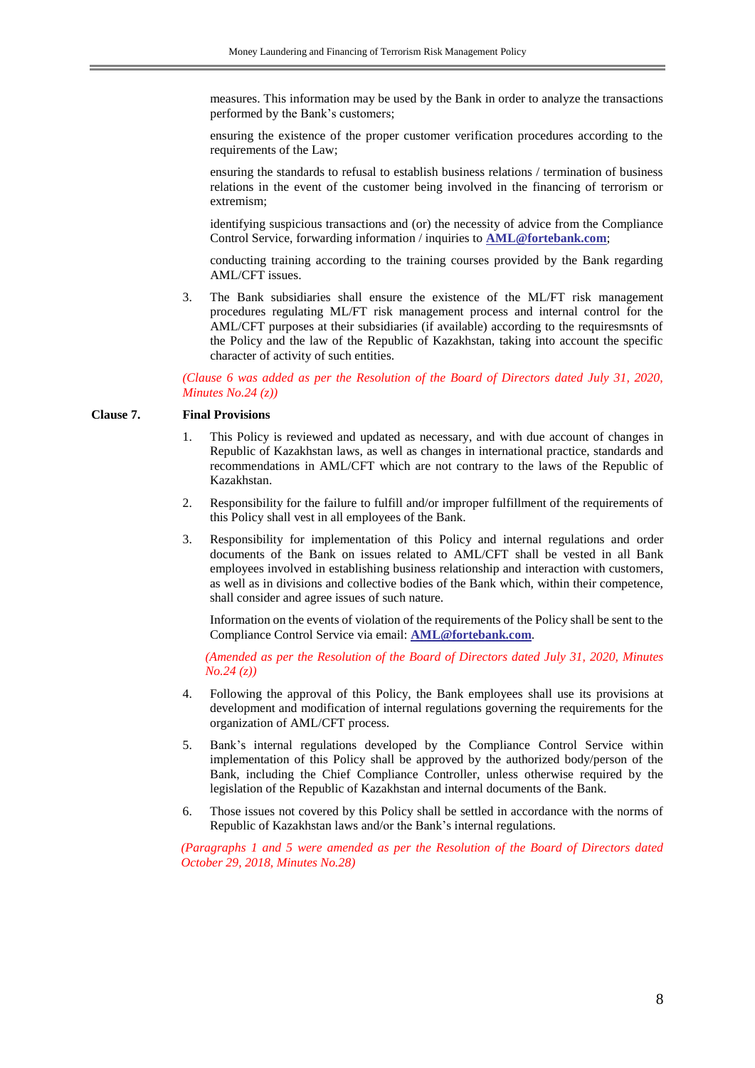measures. This information may be used by the Bank in order to analyze the transactions performed by the Bank's customers;

ensuring the existence of the proper customer verification procedures according to the requirements of the Law;

ensuring the standards to refusal to establish business relations / termination of business relations in the event of the customer being involved in the financing of terrorism or extremism;

identifying suspicious transactions and (or) the necessity of advice from the Compliance Control Service, forwarding information / inquiries to **AML@fortebank.com**;

conducting training according to the training courses provided by the Bank regarding AML/CFT issues.

3. The Bank subsidiaries shall ensure the existence of the ML/FT risk management procedures regulating ML/FT risk management process and internal control for the AML/CFT purposes at their subsidiaries (if available) according to the requiresmsnts of the Policy and the law of the Republic of Kazakhstan, taking into account the specific character of activity of such entities.

*(Clause 6 was added as per the Resolution of the Board of Directors dated July 31, 2020, Minutes No.24 (z))*

## Clause 7. Final Provisions

1. This Policy is reviewed and updated as necessary, and with due account of changes in Republic of Kazakhstan laws, as well as changes in international practice, standards and recommendations in AML/CFT which are not contrary to the laws of the Republic of Kazakhstan.

2. Responsibility for the failure to fulfill and/or improper fulfillment of the requirements of this Policy shall vest in all employees of the Bank.

3. Responsibility for implementation of this Policy and internal regulations and order documents of the Bank on issues related to AML/CFT shall be vested in all Bank employees involved in establishing business relationship and interaction with customers, as well as in divisions and collective bodies of the Bank which, within their competence, shall consider and agree issues of such nature.

   Information on the events of violation of the requirements of the Policy shall be sent to the Compliance Control Service via email: **AML@fortebank.com**.

   *(Amended as per the Resolution of the Board of Directors dated July 31, 2020, Minutes No.24 (z))*

4. Following the approval of this Policy, the Bank employees shall use its provisions at development and modification of internal regulations governing the requirements for the organization of AML/CFT process.

5. Bank's internal regulations developed by the Compliance Control Service within implementation of this Policy shall be approved by the authorized body/person of the Bank, including the Chief Compliance Controller, unless otherwise required by the legislation of the Republic of Kazakhstan and internal documents of the Bank.

6. Those issues not covered by this Policy shall be settled in accordance with the norms of Republic of Kazakhstan laws and/or the Bank's internal regulations.

*(Paragraphs 1 and 5 were amended as per the Resolution of the Board of Directors dated October 29, 2018, Minutes No.28)*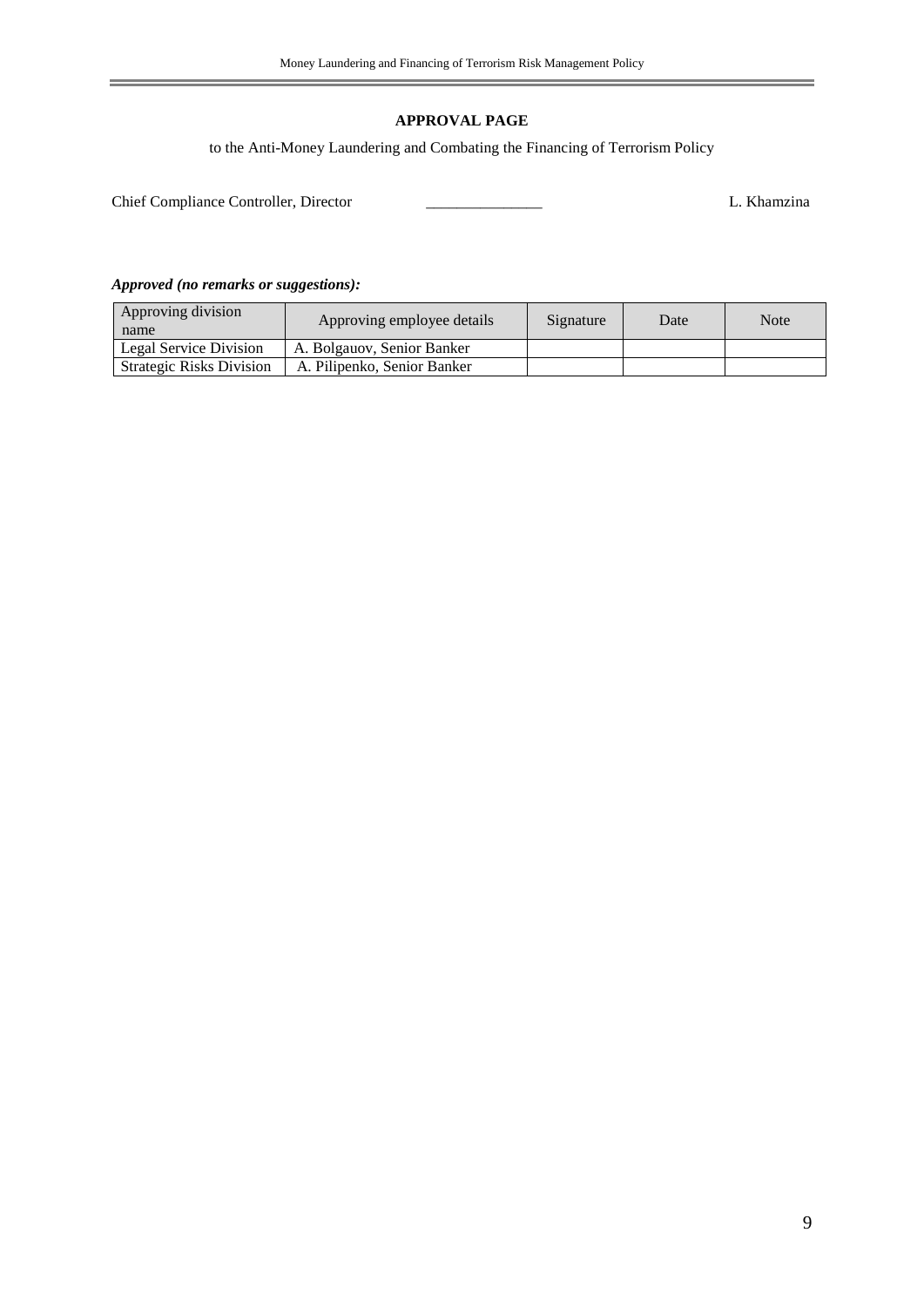**APPROVAL PAGE**

to the Anti-Money Laundering and Combating the Financing of Terrorism Policy

Chief Compliance Controller, Director _______________ L. Khamzina

***Approved (no remarks or suggestions):***

| Approving division name | Approving employee details | Signature | Date | Note |
|---|---|---|---|---|
| Legal Service Division | A. Bolgauov, Senior Banker | | | |
| Strategic Risks Division | A. Pilipenko, Senior Banker | | | |